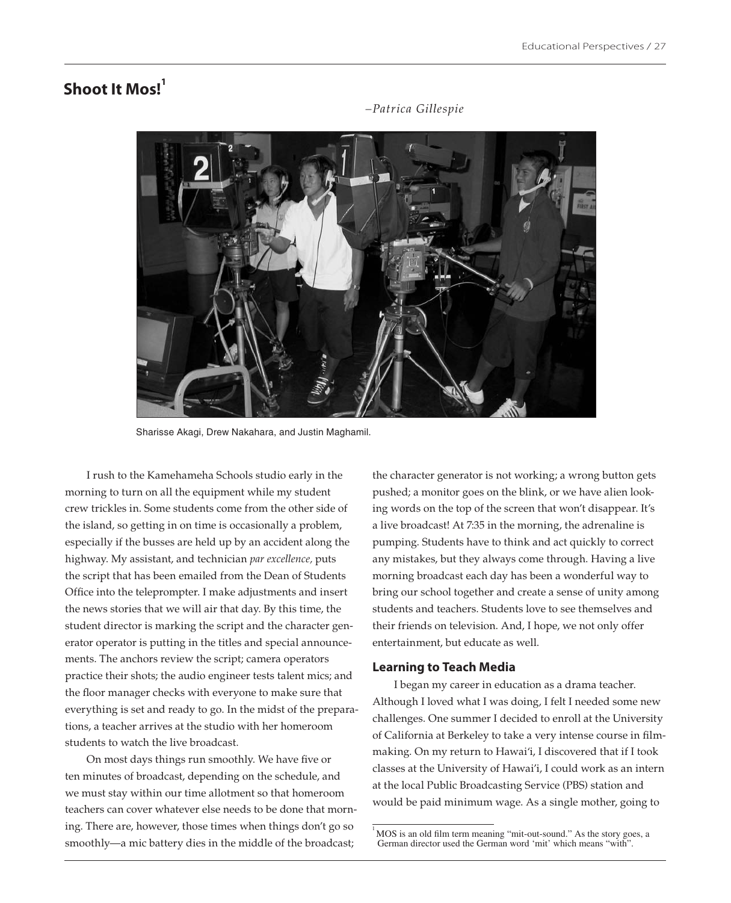# Shoot It Mos![1]

*–Patrica Gillespie*

Sharisse Akagi, Drew Nakahara, and Justin Maghamil.

I rush to the Kamehameha Schools studio early in the morning to turn on all the equipment while my student crew trickles in. Some students come from the other side of the island, so getting in on time is occasionally a problem, especially if the busses are held up by an accident along the highway. My assistant, and technician *par excellence*, puts the script that has been emailed from the Dean of Students Office into the teleprompter. I make adjustments and insert the news stories that we will air that day. By this time, the student director is marking the script and the character generator operator is putting in the titles and special announcements. The anchors review the script; camera operators practice their shots; the audio engineer tests talent mics; and the floor manager checks with everyone to make sure that everything is set and ready to go. In the midst of the preparations, a teacher arrives at the studio with her homeroom students to watch the live broadcast.

On most days things run smoothly. We have five or ten minutes of broadcast, depending on the schedule, and we must stay within our time allotment so that homeroom teachers can cover whatever else needs to be done that morning. There are, however, those times when things don't go so smoothly—a mic battery dies in the middle of the broadcast; the character generator is not working; a wrong button gets pushed; a monitor goes on the blink, or we have alien looking words on the top of the screen that won't disappear. It's a live broadcast! At 7:35 in the morning, the adrenaline is pumping. Students have to think and act quickly to correct any mistakes, but they always come through. Having a live morning broadcast each day has been a wonderful way to bring our school together and create a sense of unity among students and teachers. Students love to see themselves and their friends on television. And, I hope, we not only offer entertainment, but educate as well.

## Learning to Teach Media

I began my career in education as a drama teacher. Although I loved what I was doing, I felt I needed some new challenges. One summer I decided to enroll at the University of California at Berkeley to take a very intense course in filmmaking. On my return to Hawai'i, I discovered that if I took classes at the University of Hawai'i, I could work as an intern at the local Public Broadcasting Service (PBS) station and would be paid minimum wage. As a single mother, going to

[1] MOS is an old film term meaning "mit-out-sound." As the story goes, a German director used the German word 'mit' which means "with".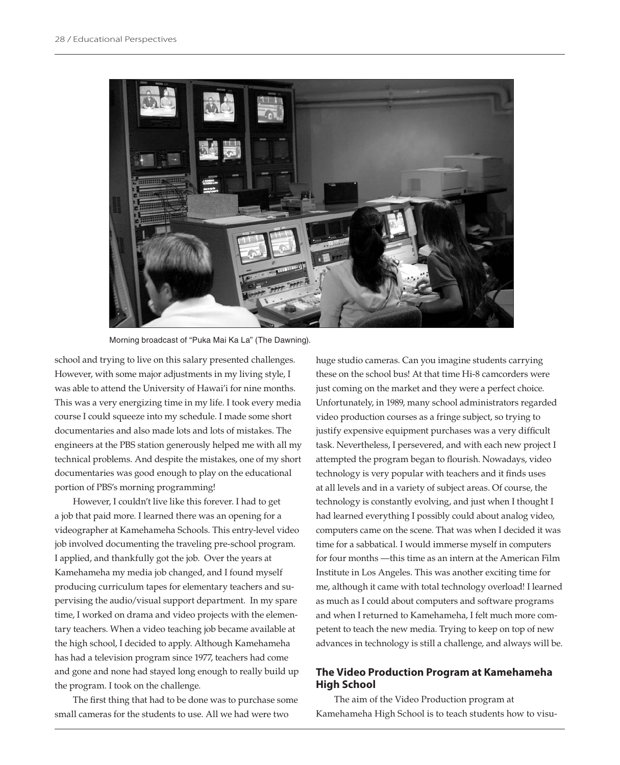Morning broadcast of "Puka Mai Ka La" (The Dawning).

school and trying to live on this salary presented challenges. However, with some major adjustments in my living style, I was able to attend the University of Hawai'i for nine months. This was a very energizing time in my life. I took every media course I could squeeze into my schedule. I made some short documentaries and also made lots and lots of mistakes. The engineers at the PBS station generously helped me with all my technical problems. And despite the mistakes, one of my short documentaries was good enough to play on the educational portion of PBS's morning programming!

However, I couldn't live like this forever. I had to get a job that paid more. I learned there was an opening for a videographer at Kamehameha Schools. This entry-level video job involved documenting the traveling pre-school program. I applied, and thankfully got the job. Over the years at Kamehameha my media job changed, and I found myself producing curriculum tapes for elementary teachers and supervising the audio/visual support department. In my spare time, I worked on drama and video projects with the elementary teachers. When a video teaching job became available at the high school, I decided to apply. Although Kamehameha has had a television program since 1977, teachers had come and gone and none had stayed long enough to really build up the program. I took on the challenge.

The first thing that had to be done was to purchase some small cameras for the students to use. All we had were two huge studio cameras. Can you imagine students carrying these on the school bus! At that time Hi-8 camcorders were just coming on the market and they were a perfect choice. Unfortunately, in 1989, many school administrators regarded video production courses as a fringe subject, so trying to justify expensive equipment purchases was a very difficult task. Nevertheless, I persevered, and with each new project I attempted the program began to flourish. Nowadays, video technology is very popular with teachers and it finds uses at all levels and in a variety of subject areas. Of course, the technology is constantly evolving, and just when I thought I had learned everything I possibly could about analog video, computers came on the scene. That was when I decided it was time for a sabbatical. I would immerse myself in computers for four months —this time as an intern at the American Film Institute in Los Angeles. This was another exciting time for me, although it came with total technology overload! I learned as much as I could about computers and software programs and when I returned to Kamehameha, I felt much more competent to teach the new media. Trying to keep on top of new advances in technology is still a challenge, and always will be.

## The Video Production Program at Kamehameha High School

The aim of the Video Production program at Kamehameha High School is to teach students how to visu-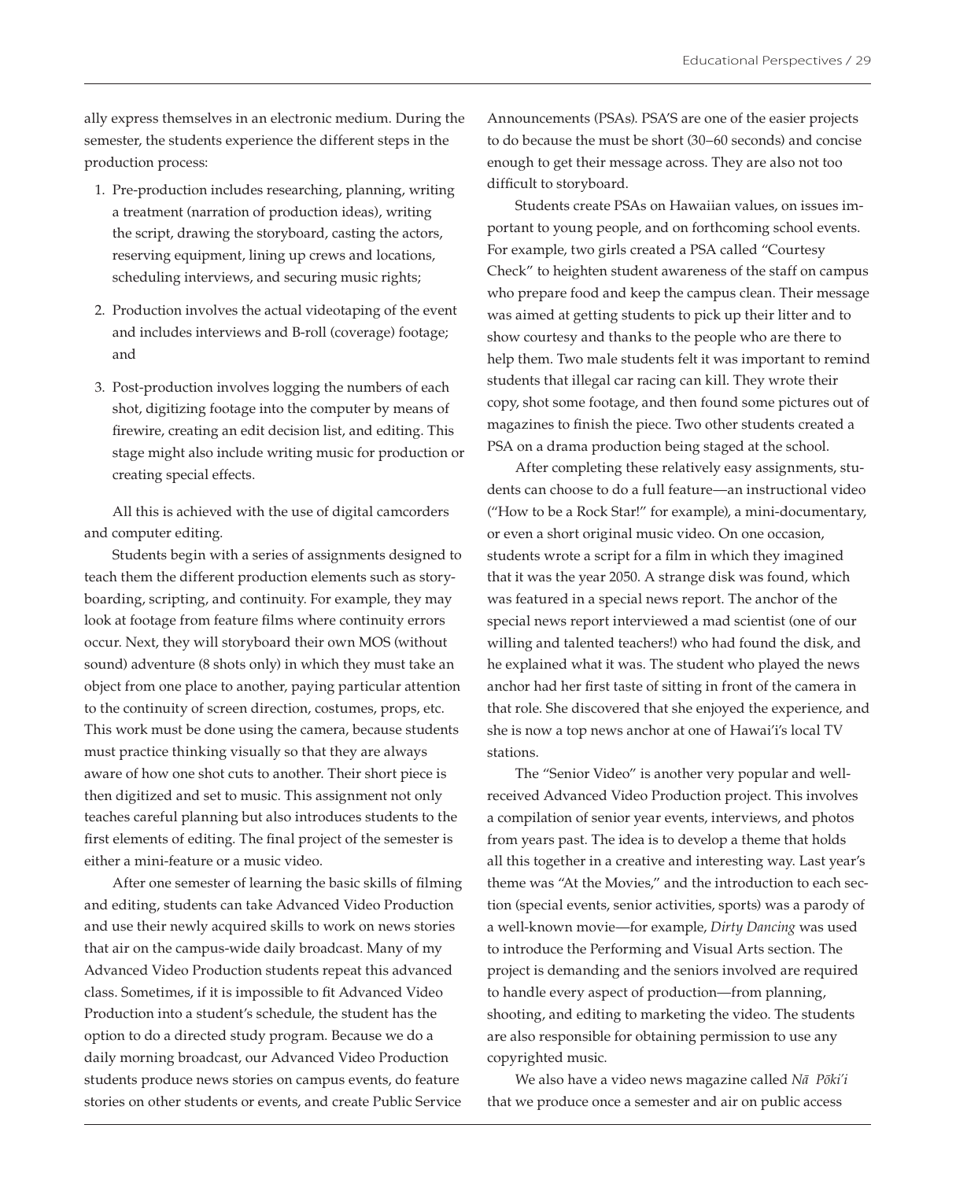ally express themselves in an electronic medium. During the semester, the students experience the different steps in the production process:

1. Pre-production includes researching, planning, writing a treatment (narration of production ideas), writing the script, drawing the storyboard, casting the actors, reserving equipment, lining up crews and locations, scheduling interviews, and securing music rights;

2. Production involves the actual videotaping of the event and includes interviews and B-roll (coverage) footage; and

3. Post-production involves logging the numbers of each shot, digitizing footage into the computer by means of firewire, creating an edit decision list, and editing. This stage might also include writing music for production or creating special effects.

All this is achieved with the use of digital camcorders and computer editing.

Students begin with a series of assignments designed to teach them the different production elements such as storyboarding, scripting, and continuity. For example, they may look at footage from feature films where continuity errors occur. Next, they will storyboard their own MOS (without sound) adventure (8 shots only) in which they must take an object from one place to another, paying particular attention to the continuity of screen direction, costumes, props, etc. This work must be done using the camera, because students must practice thinking visually so that they are always aware of how one shot cuts to another. Their short piece is then digitized and set to music. This assignment not only teaches careful planning but also introduces students to the first elements of editing. The final project of the semester is either a mini-feature or a music video.

After one semester of learning the basic skills of filming and editing, students can take Advanced Video Production and use their newly acquired skills to work on news stories that air on the campus-wide daily broadcast. Many of my Advanced Video Production students repeat this advanced class. Sometimes, if it is impossible to fit Advanced Video Production into a student's schedule, the student has the option to do a directed study program. Because we do a daily morning broadcast, our Advanced Video Production students produce news stories on campus events, do feature stories on other students or events, and create Public Service Announcements (PSAs). PSA'S are one of the easier projects to do because the must be short (30–60 seconds) and concise enough to get their message across. They are also not too difficult to storyboard.

Students create PSAs on Hawaiian values, on issues important to young people, and on forthcoming school events. For example, two girls created a PSA called "Courtesy Check" to heighten student awareness of the staff on campus who prepare food and keep the campus clean. Their message was aimed at getting students to pick up their litter and to show courtesy and thanks to the people who are there to help them. Two male students felt it was important to remind students that illegal car racing can kill. They wrote their copy, shot some footage, and then found some pictures out of magazines to finish the piece. Two other students created a PSA on a drama production being staged at the school.

After completing these relatively easy assignments, students can choose to do a full feature—an instructional video ("How to be a Rock Star!" for example), a mini-documentary, or even a short original music video. On one occasion, students wrote a script for a film in which they imagined that it was the year 2050. A strange disk was found, which was featured in a special news report. The anchor of the special news report interviewed a mad scientist (one of our willing and talented teachers!) who had found the disk, and he explained what it was. The student who played the news anchor had her first taste of sitting in front of the camera in that role. She discovered that she enjoyed the experience, and she is now a top news anchor at one of Hawai'i's local TV stations.

The "Senior Video" is another very popular and well-received Advanced Video Production project. This involves a compilation of senior year events, interviews, and photos from years past. The idea is to develop a theme that holds all this together in a creative and interesting way. Last year's theme was "At the Movies," and the introduction to each section (special events, senior activities, sports) was a parody of a well-known movie—for example, *Dirty Dancing* was used to introduce the Performing and Visual Arts section. The project is demanding and the seniors involved are required to handle every aspect of production—from planning, shooting, and editing to marketing the video. The students are also responsible for obtaining permission to use any copyrighted music.

We also have a video news magazine called *Nā Pōki'i* that we produce once a semester and air on public access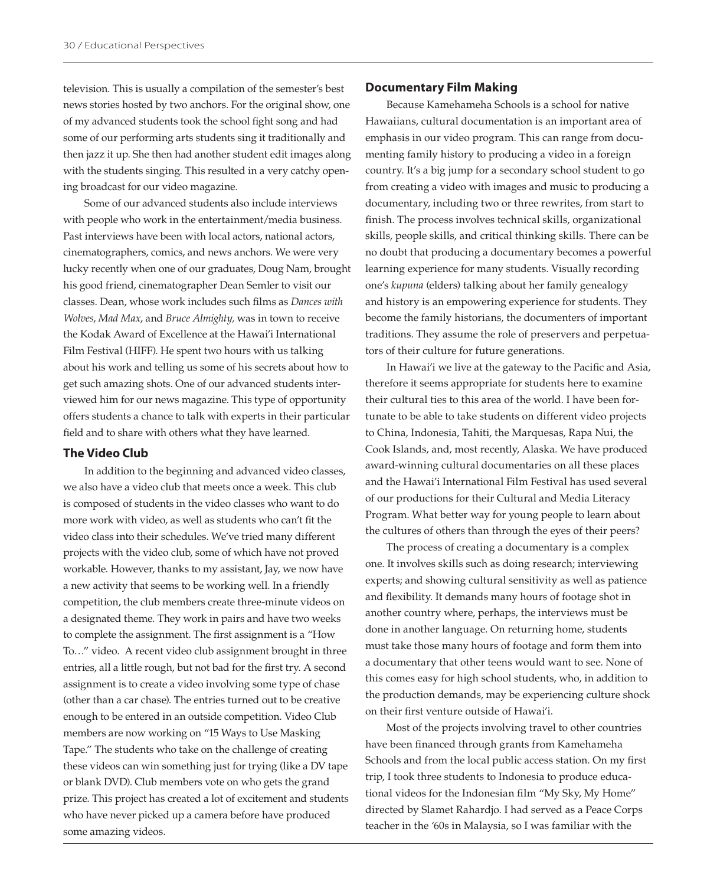television. This is usually a compilation of the semester's best news stories hosted by two anchors. For the original show, one of my advanced students took the school fight song and had some of our performing arts students sing it traditionally and then jazz it up. She then had another student edit images along with the students singing. This resulted in a very catchy opening broadcast for our video magazine.

Some of our advanced students also include interviews with people who work in the entertainment/media business. Past interviews have been with local actors, national actors, cinematographers, comics, and news anchors. We were very lucky recently when one of our graduates, Doug Nam, brought his good friend, cinematographer Dean Semler to visit our classes. Dean, whose work includes such films as *Dances with Wolves*, *Mad Max*, and *Bruce Almighty,* was in town to receive the Kodak Award of Excellence at the Hawai'i International Film Festival (HIFF). He spent two hours with us talking about his work and telling us some of his secrets about how to get such amazing shots. One of our advanced students interviewed him for our news magazine. This type of opportunity offers students a chance to talk with experts in their particular field and to share with others what they have learned.

## The Video Club

In addition to the beginning and advanced video classes, we also have a video club that meets once a week. This club is composed of students in the video classes who want to do more work with video, as well as students who can't fit the video class into their schedules. We've tried many different projects with the video club, some of which have not proved workable. However, thanks to my assistant, Jay, we now have a new activity that seems to be working well. In a friendly competition, the club members create three-minute videos on a designated theme. They work in pairs and have two weeks to complete the assignment. The first assignment is a "How To…" video. A recent video club assignment brought in three entries, all a little rough, but not bad for the first try. A second assignment is to create a video involving some type of chase (other than a car chase). The entries turned out to be creative enough to be entered in an outside competition. Video Club members are now working on "15 Ways to Use Masking Tape." The students who take on the challenge of creating these videos can win something just for trying (like a DV tape or blank DVD). Club members vote on who gets the grand prize. This project has created a lot of excitement and students who have never picked up a camera before have produced some amazing videos.

## Documentary Film Making

Because Kamehameha Schools is a school for native Hawaiians, cultural documentation is an important area of emphasis in our video program. This can range from documenting family history to producing a video in a foreign country. It's a big jump for a secondary school student to go from creating a video with images and music to producing a documentary, including two or three rewrites, from start to finish. The process involves technical skills, organizational skills, people skills, and critical thinking skills. There can be no doubt that producing a documentary becomes a powerful learning experience for many students. Visually recording one's *kupuna* (elders) talking about her family genealogy and history is an empowering experience for students. They become the family historians, the documenters of important traditions. They assume the role of preservers and perpetuators of their culture for future generations.

In Hawai'i we live at the gateway to the Pacific and Asia, therefore it seems appropriate for students here to examine their cultural ties to this area of the world. I have been fortunate to be able to take students on different video projects to China, Indonesia, Tahiti, the Marquesas, Rapa Nui, the Cook Islands, and, most recently, Alaska. We have produced award-winning cultural documentaries on all these places and the Hawai'i International Film Festival has used several of our productions for their Cultural and Media Literacy Program. What better way for young people to learn about the cultures of others than through the eyes of their peers?

The process of creating a documentary is a complex one. It involves skills such as doing research; interviewing experts; and showing cultural sensitivity as well as patience and flexibility. It demands many hours of footage shot in another country where, perhaps, the interviews must be done in another language. On returning home, students must take those many hours of footage and form them into a documentary that other teens would want to see. None of this comes easy for high school students, who, in addition to the production demands, may be experiencing culture shock on their first venture outside of Hawai'i.

Most of the projects involving travel to other countries have been financed through grants from Kamehameha Schools and from the local public access station. On my first trip, I took three students to Indonesia to produce educational videos for the Indonesian film "My Sky, My Home" directed by Slamet Rahardjo. I had served as a Peace Corps teacher in the '60s in Malaysia, so I was familiar with the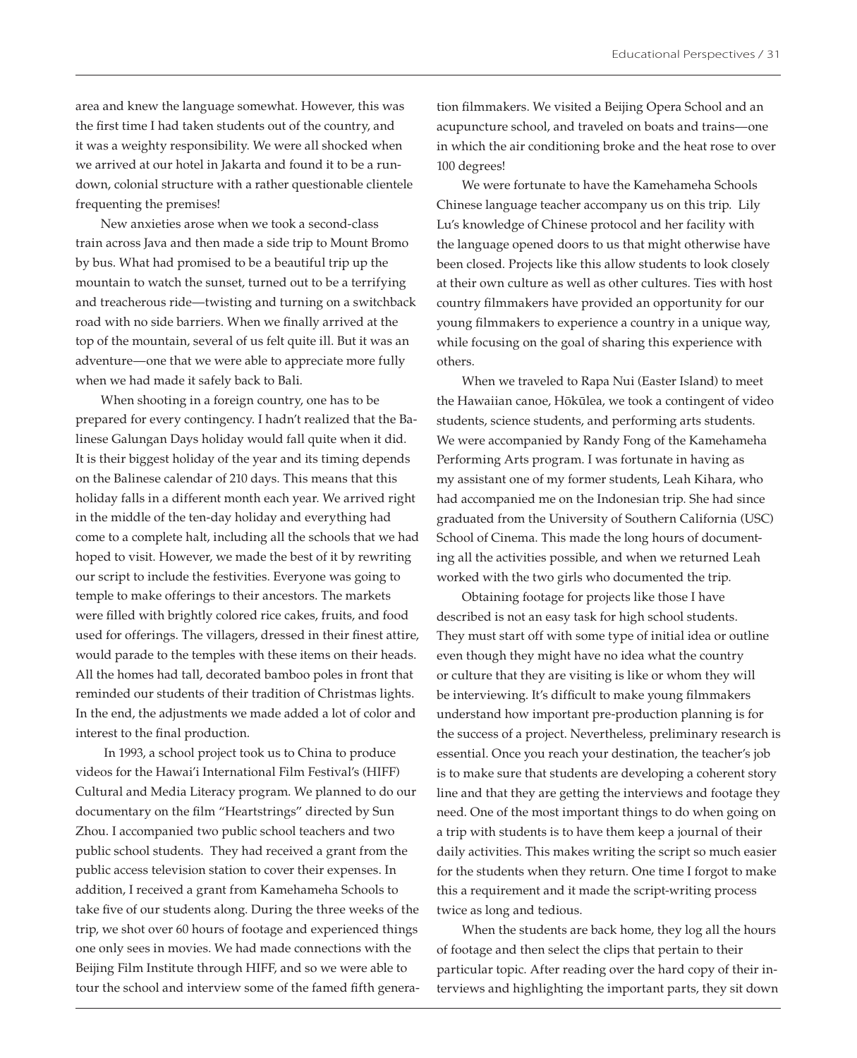area and knew the language somewhat. However, this was the first time I had taken students out of the country, and it was a weighty responsibility. We were all shocked when we arrived at our hotel in Jakarta and found it to be a run-down, colonial structure with a rather questionable clientele frequenting the premises!

New anxieties arose when we took a second-class train across Java and then made a side trip to Mount Bromo by bus. What had promised to be a beautiful trip up the mountain to watch the sunset, turned out to be a terrifying and treacherous ride—twisting and turning on a switchback road with no side barriers. When we finally arrived at the top of the mountain, several of us felt quite ill. But it was an adventure—one that we were able to appreciate more fully when we had made it safely back to Bali.

When shooting in a foreign country, one has to be prepared for every contingency. I hadn't realized that the Balinese Galungan Days holiday would fall quite when it did. It is their biggest holiday of the year and its timing depends on the Balinese calendar of 210 days. This means that this holiday falls in a different month each year. We arrived right in the middle of the ten-day holiday and everything had come to a complete halt, including all the schools that we had hoped to visit. However, we made the best of it by rewriting our script to include the festivities. Everyone was going to temple to make offerings to their ancestors. The markets were filled with brightly colored rice cakes, fruits, and food used for offerings. The villagers, dressed in their finest attire, would parade to the temples with these items on their heads. All the homes had tall, decorated bamboo poles in front that reminded our students of their tradition of Christmas lights. In the end, the adjustments we made added a lot of color and interest to the final production.

In 1993, a school project took us to China to produce videos for the Hawai'i International Film Festival's (HIFF) Cultural and Media Literacy program. We planned to do our documentary on the film "Heartstrings" directed by Sun Zhou. I accompanied two public school teachers and two public school students. They had received a grant from the public access television station to cover their expenses. In addition, I received a grant from Kamehameha Schools to take five of our students along. During the three weeks of the trip, we shot over 60 hours of footage and experienced things one only sees in movies. We had made connections with the Beijing Film Institute through HIFF, and so we were able to tour the school and interview some of the famed fifth generation filmmakers. We visited a Beijing Opera School and an acupuncture school, and traveled on boats and trains—one in which the air conditioning broke and the heat rose to over 100 degrees!

We were fortunate to have the Kamehameha Schools Chinese language teacher accompany us on this trip. Lily Lu's knowledge of Chinese protocol and her facility with the language opened doors to us that might otherwise have been closed. Projects like this allow students to look closely at their own culture as well as other cultures. Ties with host country filmmakers have provided an opportunity for our young filmmakers to experience a country in a unique way, while focusing on the goal of sharing this experience with others.

When we traveled to Rapa Nui (Easter Island) to meet the Hawaiian canoe, Hōkūlea, we took a contingent of video students, science students, and performing arts students. We were accompanied by Randy Fong of the Kamehameha Performing Arts program. I was fortunate in having as my assistant one of my former students, Leah Kihara, who had accompanied me on the Indonesian trip. She had since graduated from the University of Southern California (USC) School of Cinema. This made the long hours of documenting all the activities possible, and when we returned Leah worked with the two girls who documented the trip.

Obtaining footage for projects like those I have described is not an easy task for high school students. They must start off with some type of initial idea or outline even though they might have no idea what the country or culture that they are visiting is like or whom they will be interviewing. It's difficult to make young filmmakers understand how important pre-production planning is for the success of a project. Nevertheless, preliminary research is essential. Once you reach your destination, the teacher's job is to make sure that students are developing a coherent story line and that they are getting the interviews and footage they need. One of the most important things to do when going on a trip with students is to have them keep a journal of their daily activities. This makes writing the script so much easier for the students when they return. One time I forgot to make this a requirement and it made the script-writing process twice as long and tedious.

When the students are back home, they log all the hours of footage and then select the clips that pertain to their particular topic. After reading over the hard copy of their interviews and highlighting the important parts, they sit down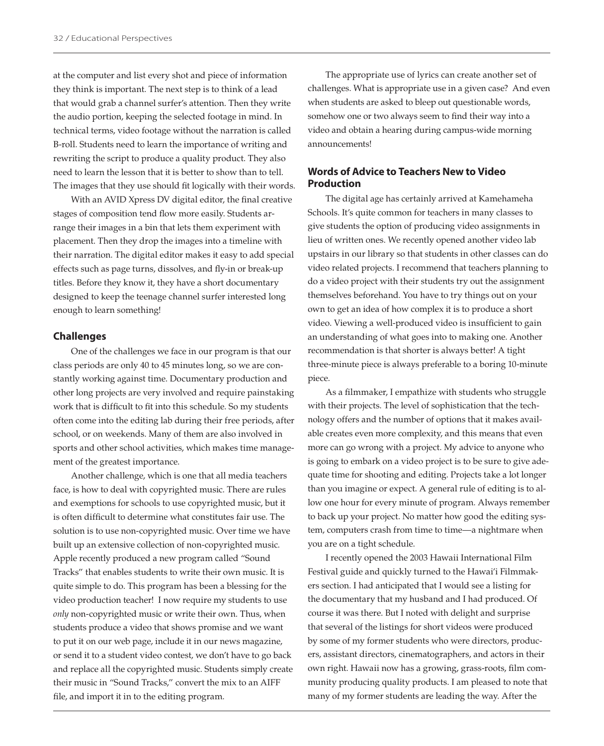at the computer and list every shot and piece of information they think is important. The next step is to think of a lead that would grab a channel surfer's attention. Then they write the audio portion, keeping the selected footage in mind. In technical terms, video footage without the narration is called B-roll. Students need to learn the importance of writing and rewriting the script to produce a quality product. They also need to learn the lesson that it is better to show than to tell. The images that they use should fit logically with their words.

With an AVID Xpress DV digital editor, the final creative stages of composition tend flow more easily. Students arrange their images in a bin that lets them experiment with placement. Then they drop the images into a timeline with their narration. The digital editor makes it easy to add special effects such as page turns, dissolves, and fly-in or break-up titles. Before they know it, they have a short documentary designed to keep the teenage channel surfer interested long enough to learn something!

### Challenges

One of the challenges we face in our program is that our class periods are only 40 to 45 minutes long, so we are constantly working against time. Documentary production and other long projects are very involved and require painstaking work that is difficult to fit into this schedule. So my students often come into the editing lab during their free periods, after school, or on weekends. Many of them are also involved in sports and other school activities, which makes time management of the greatest importance.

Another challenge, which is one that all media teachers face, is how to deal with copyrighted music. There are rules and exemptions for schools to use copyrighted music, but it is often difficult to determine what constitutes fair use. The solution is to use non-copyrighted music. Over time we have built up an extensive collection of non-copyrighted music. Apple recently produced a new program called "Sound Tracks" that enables students to write their own music. It is quite simple to do. This program has been a blessing for the video production teacher! I now require my students to use *only* non-copyrighted music or write their own. Thus, when students produce a video that shows promise and we want to put it on our web page, include it in our news magazine, or send it to a student video contest, we don't have to go back and replace all the copyrighted music. Students simply create their music in "Sound Tracks," convert the mix to an AIFF file, and import it in to the editing program.

The appropriate use of lyrics can create another set of challenges. What is appropriate use in a given case? And even when students are asked to bleep out questionable words, somehow one or two always seem to find their way into a video and obtain a hearing during campus-wide morning announcements!

### Words of Advice to Teachers New to Video Production

The digital age has certainly arrived at Kamehameha Schools. It's quite common for teachers in many classes to give students the option of producing video assignments in lieu of written ones. We recently opened another video lab upstairs in our library so that students in other classes can do video related projects. I recommend that teachers planning to do a video project with their students try out the assignment themselves beforehand. You have to try things out on your own to get an idea of how complex it is to produce a short video. Viewing a well-produced video is insufficient to gain an understanding of what goes into to making one. Another recommendation is that shorter is always better! A tight three-minute piece is always preferable to a boring 10-minute piece.

As a filmmaker, I empathize with students who struggle with their projects. The level of sophistication that the technology offers and the number of options that it makes available creates even more complexity, and this means that even more can go wrong with a project. My advice to anyone who is going to embark on a video project is to be sure to give adequate time for shooting and editing. Projects take a lot longer than you imagine or expect. A general rule of editing is to allow one hour for every minute of program. Always remember to back up your project. No matter how good the editing system, computers crash from time to time—a nightmare when you are on a tight schedule.

I recently opened the 2003 Hawaii International Film Festival guide and quickly turned to the Hawai'i Filmmakers section. I had anticipated that I would see a listing for the documentary that my husband and I had produced. Of course it was there. But I noted with delight and surprise that several of the listings for short videos were produced by some of my former students who were directors, producers, assistant directors, cinematographers, and actors in their own right. Hawaii now has a growing, grass-roots, film community producing quality products. I am pleased to note that many of my former students are leading the way. After the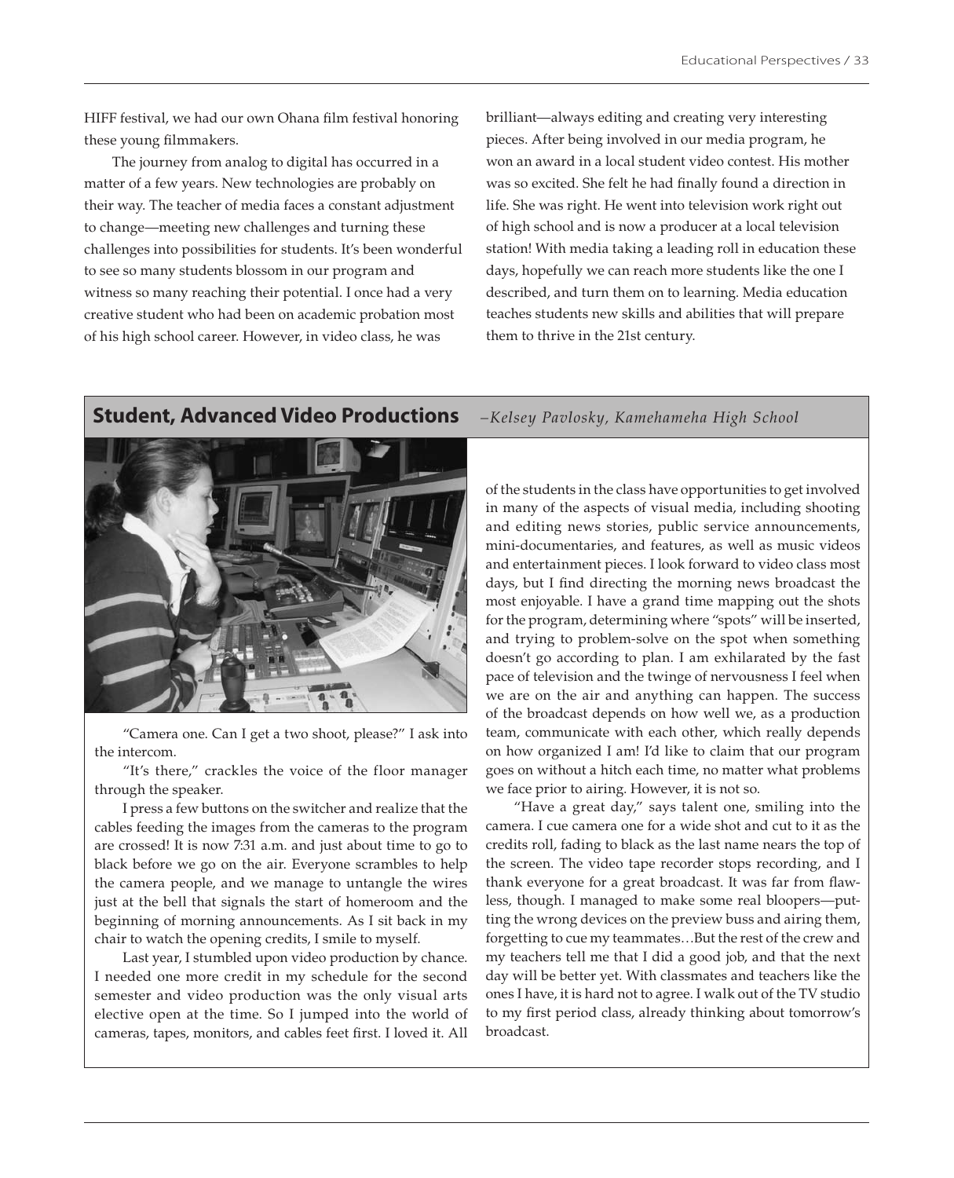HIFF festival, we had our own Ohana film festival honoring these young filmmakers.

The journey from analog to digital has occurred in a matter of a few years. New technologies are probably on their way. The teacher of media faces a constant adjustment to change—meeting new challenges and turning these challenges into possibilities for students. It's been wonderful to see so many students blossom in our program and witness so many reaching their potential. I once had a very creative student who had been on academic probation most of his high school career. However, in video class, he was brilliant—always editing and creating very interesting pieces. After being involved in our media program, he won an award in a local student video contest. His mother was so excited. She felt he had finally found a direction in life. She was right. He went into television work right out of high school and is now a producer at a local television station! With media taking a leading roll in education these days, hopefully we can reach more students like the one I described, and turn them on to learning. Media education teaches students new skills and abilities that will prepare them to thrive in the 21st century.

## Student, Advanced Video Productions

*–Kelsey Pavlosky, Kamehameha High School*

"Camera one. Can I get a two shoot, please?" I ask into the intercom.

"It's there," crackles the voice of the floor manager through the speaker.

I press a few buttons on the switcher and realize that the cables feeding the images from the cameras to the program are crossed! It is now 7:31 a.m. and just about time to go to black before we go on the air. Everyone scrambles to help the camera people, and we manage to untangle the wires just at the bell that signals the start of homeroom and the beginning of morning announcements. As I sit back in my chair to watch the opening credits, I smile to myself.

Last year, I stumbled upon video production by chance. I needed one more credit in my schedule for the second semester and video production was the only visual arts elective open at the time. So I jumped into the world of cameras, tapes, monitors, and cables feet first. I loved it. All of the students in the class have opportunities to get involved in many of the aspects of visual media, including shooting and editing news stories, public service announcements, mini-documentaries, and features, as well as music videos and entertainment pieces. I look forward to video class most days, but I find directing the morning news broadcast the most enjoyable. I have a grand time mapping out the shots for the program, determining where "spots" will be inserted, and trying to problem-solve on the spot when something doesn't go according to plan. I am exhilarated by the fast pace of television and the twinge of nervousness I feel when we are on the air and anything can happen. The success of the broadcast depends on how well we, as a production team, communicate with each other, which really depends on how organized I am! I'd like to claim that our program goes on without a hitch each time, no matter what problems we face prior to airing. However, it is not so.

"Have a great day," says talent one, smiling into the camera. I cue camera one for a wide shot and cut to it as the credits roll, fading to black as the last name nears the top of the screen. The video tape recorder stops recording, and I thank everyone for a great broadcast. It was far from flawless, though. I managed to make some real bloopers—putting the wrong devices on the preview buss and airing them, forgetting to cue my teammates…But the rest of the crew and my teachers tell me that I did a good job, and that the next day will be better yet. With classmates and teachers like the ones I have, it is hard not to agree. I walk out of the TV studio to my first period class, already thinking about tomorrow's broadcast.